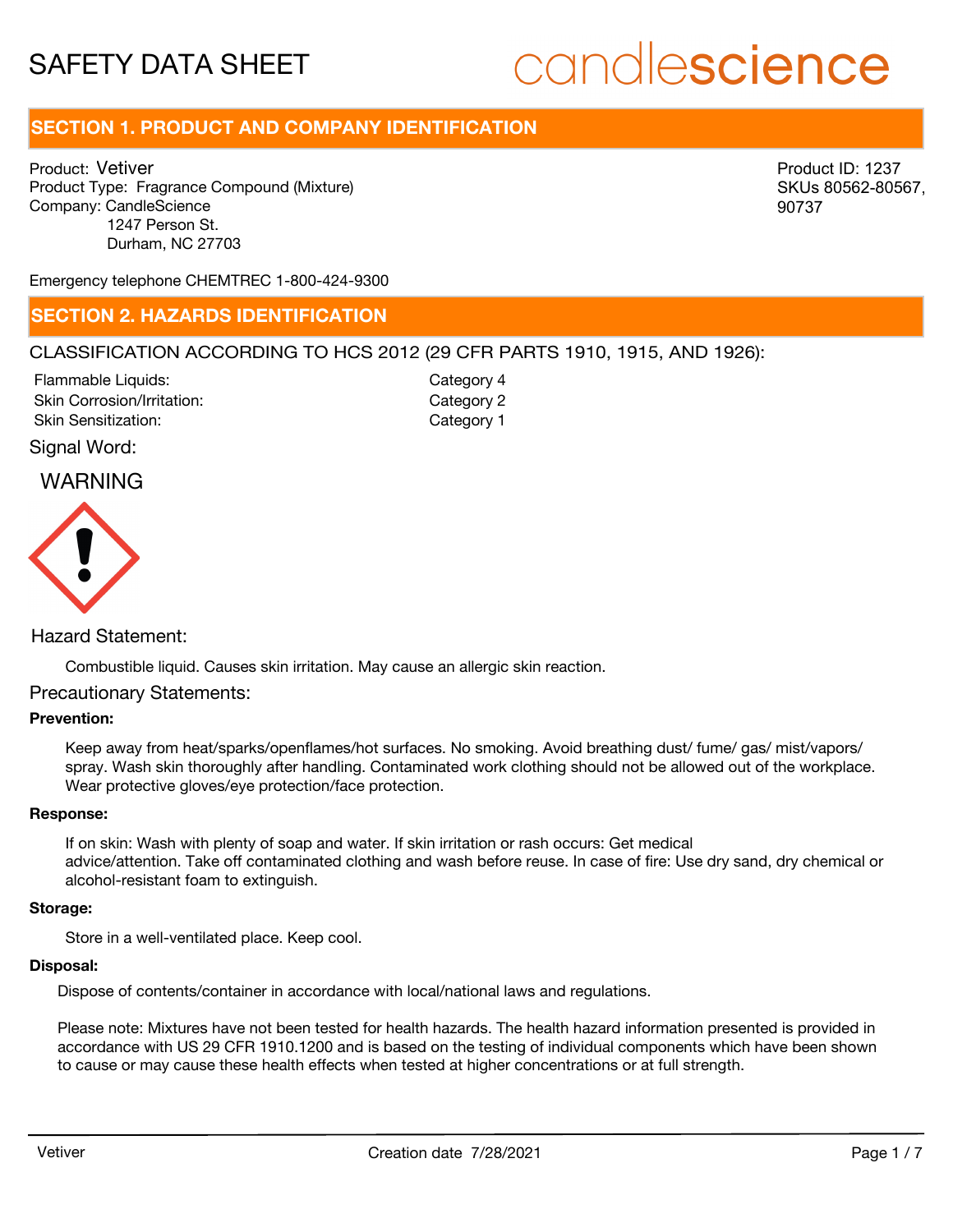# SAFETY DATA SHEET

candlescience

## SECTION 1. PRODUCT AND COMPANY IDENTIFICATION

Product: Vetiver
Product Type: Fragrance Compound (Mixture)
Company: CandleScience
1247 Person St.
Durham, NC 27703

Product ID: 1237
SKUs 80562-80567, 90737

Emergency telephone CHEMTREC 1-800-424-9300

## SECTION 2. HAZARDS IDENTIFICATION

CLASSIFICATION ACCORDING TO HCS 2012 (29 CFR PARTS 1910, 1915, AND 1926):

| | |
|---|---|
| Flammable Liquids: | Category 4 |
| Skin Corrosion/Irritation: | Category 2 |
| Skin Sensitization: | Category 1 |

Signal Word:

WARNING

Hazard Statement:

Combustible liquid. Causes skin irritation. May cause an allergic skin reaction.

Precautionary Statements:

**Prevention:**

Keep away from heat/sparks/openflames/hot surfaces. No smoking. Avoid breathing dust/ fume/ gas/ mist/vapors/ spray. Wash skin thoroughly after handling. Contaminated work clothing should not be allowed out of the workplace. Wear protective gloves/eye protection/face protection.

**Response:**

If on skin: Wash with plenty of soap and water. If skin irritation or rash occurs: Get medical advice/attention. Take off contaminated clothing and wash before reuse. In case of fire: Use dry sand, dry chemical or alcohol-resistant foam to extinguish.

**Storage:**

Store in a well-ventilated place. Keep cool.

**Disposal:**

Dispose of contents/container in accordance with local/national laws and regulations.

Please note: Mixtures have not been tested for health hazards. The health hazard information presented is provided in accordance with US 29 CFR 1910.1200 and is based on the testing of individual components which have been shown to cause or may cause these health effects when tested at higher concentrations or at full strength.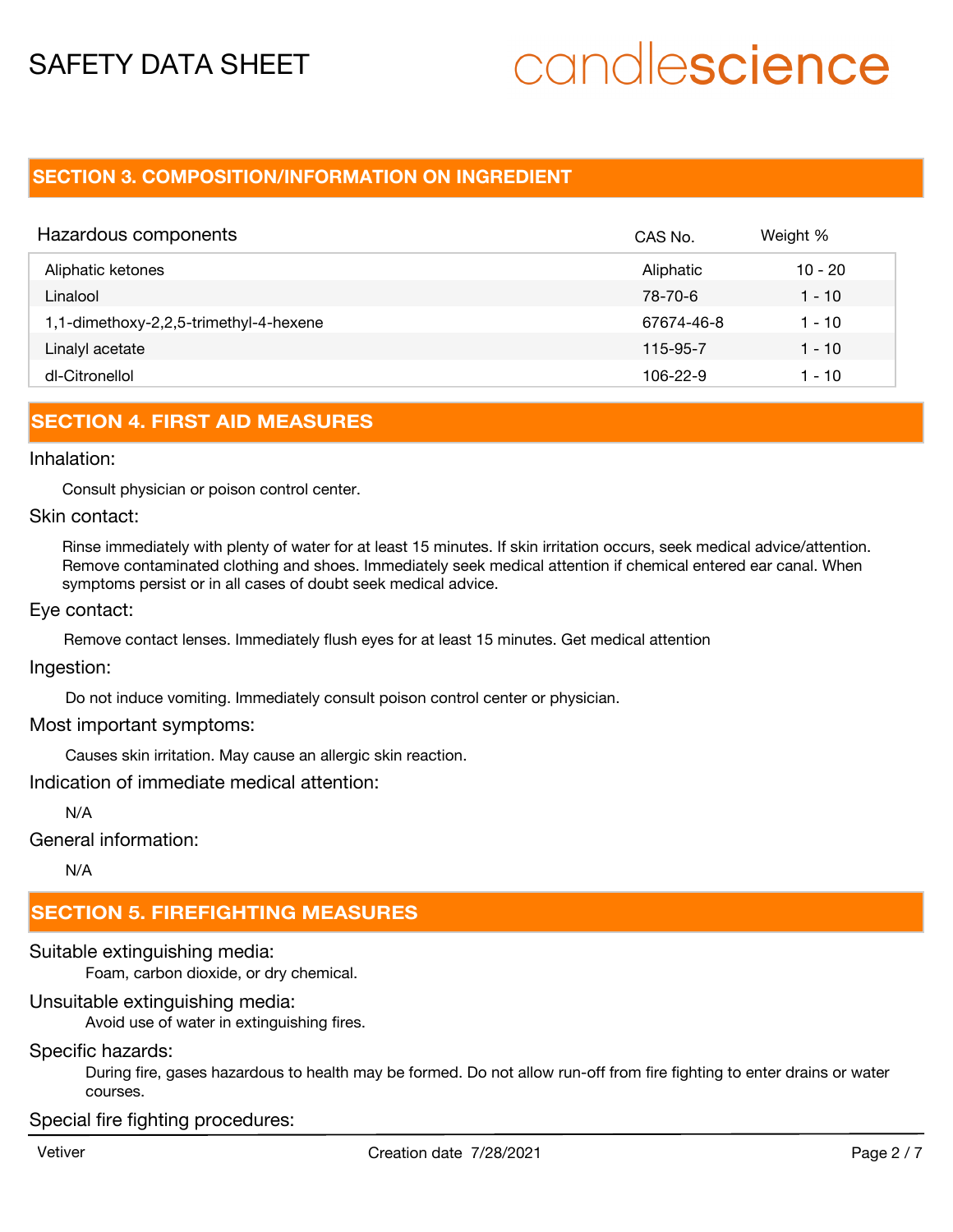## SECTION 3. COMPOSITION/INFORMATION ON INGREDIENT

| Hazardous components | CAS No. | Weight % |
| --- | --- | --- |
| Aliphatic ketones | Aliphatic | 10 - 20 |
| Linalool | 78-70-6 | 1 - 10 |
| 1,1-dimethoxy-2,2,5-trimethyl-4-hexene | 67674-46-8 | 1 - 10 |
| Linalyl acetate | 115-95-7 | 1 - 10 |
| dl-Citronellol | 106-22-9 | 1 - 10 |

## SECTION 4. FIRST AID MEASURES

### Inhalation:

Consult physician or poison control center.

### Skin contact:

Rinse immediately with plenty of water for at least 15 minutes. If skin irritation occurs, seek medical advice/attention. Remove contaminated clothing and shoes. Immediately seek medical attention if chemical entered ear canal. When symptoms persist or in all cases of doubt seek medical advice.

### Eye contact:

Remove contact lenses. Immediately flush eyes for at least 15 minutes. Get medical attention

### Ingestion:

Do not induce vomiting. Immediately consult poison control center or physician.

### Most important symptoms:

Causes skin irritation. May cause an allergic skin reaction.

### Indication of immediate medical attention:

N/A

### General information:

N/A

## SECTION 5. FIREFIGHTING MEASURES

### Suitable extinguishing media:

Foam, carbon dioxide, or dry chemical.

### Unsuitable extinguishing media:

Avoid use of water in extinguishing fires.

### Specific hazards:

During fire, gases hazardous to health may be formed. Do not allow run-off from fire fighting to enter drains or water courses.

### Special fire fighting procedures: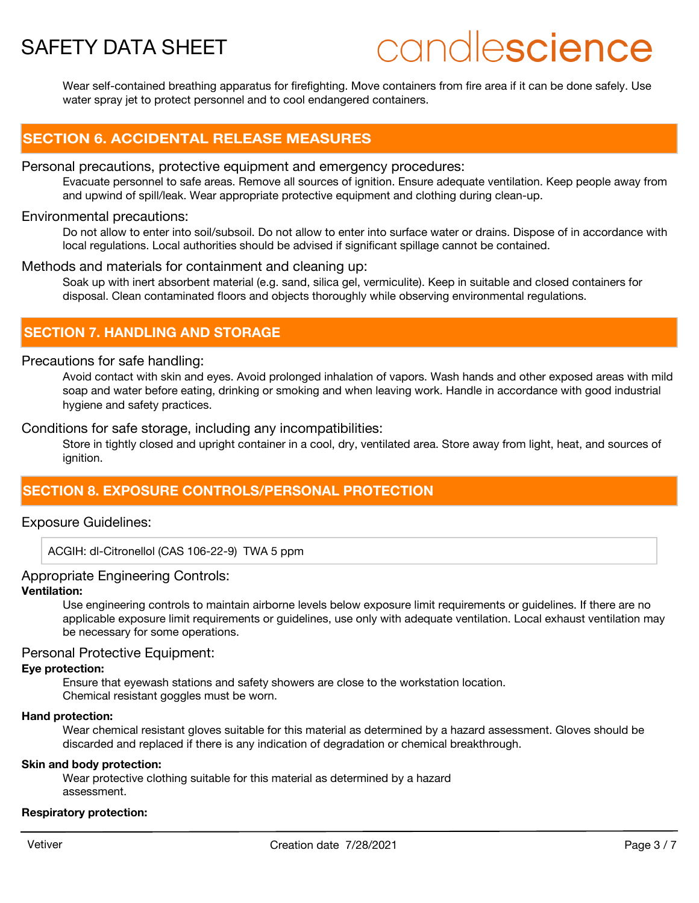Wear self-contained breathing apparatus for firefighting. Move containers from fire area if it can be done safely. Use water spray jet to protect personnel and to cool endangered containers.

## SECTION 6. ACCIDENTAL RELEASE MEASURES

### Personal precautions, protective equipment and emergency procedures:

Evacuate personnel to safe areas. Remove all sources of ignition. Ensure adequate ventilation. Keep people away from and upwind of spill/leak. Wear appropriate protective equipment and clothing during clean-up.

### Environmental precautions:

Do not allow to enter into soil/subsoil. Do not allow to enter into surface water or drains. Dispose of in accordance with local regulations. Local authorities should be advised if significant spillage cannot be contained.

### Methods and materials for containment and cleaning up:

Soak up with inert absorbent material (e.g. sand, silica gel, vermiculite). Keep in suitable and closed containers for disposal. Clean contaminated floors and objects thoroughly while observing environmental regulations.

## SECTION 7. HANDLING AND STORAGE

### Precautions for safe handling:

Avoid contact with skin and eyes. Avoid prolonged inhalation of vapors. Wash hands and other exposed areas with mild soap and water before eating, drinking or smoking and when leaving work. Handle in accordance with good industrial hygiene and safety practices.

### Conditions for safe storage, including any incompatibilities:

Store in tightly closed and upright container in a cool, dry, ventilated area. Store away from light, heat, and sources of ignition.

## SECTION 8. EXPOSURE CONTROLS/PERSONAL PROTECTION

### Exposure Guidelines:

ACGIH: dl-Citronellol (CAS 106-22-9) TWA 5 ppm

### Appropriate Engineering Controls:

**Ventilation:**

Use engineering controls to maintain airborne levels below exposure limit requirements or guidelines. If there are no applicable exposure limit requirements or guidelines, use only with adequate ventilation. Local exhaust ventilation may be necessary for some operations.

### Personal Protective Equipment:

**Eye protection:**

Ensure that eyewash stations and safety showers are close to the workstation location.
Chemical resistant goggles must be worn.

**Hand protection:**

Wear chemical resistant gloves suitable for this material as determined by a hazard assessment. Gloves should be discarded and replaced if there is any indication of degradation or chemical breakthrough.

**Skin and body protection:**

Wear protective clothing suitable for this material as determined by a hazard assessment.

**Respiratory protection:**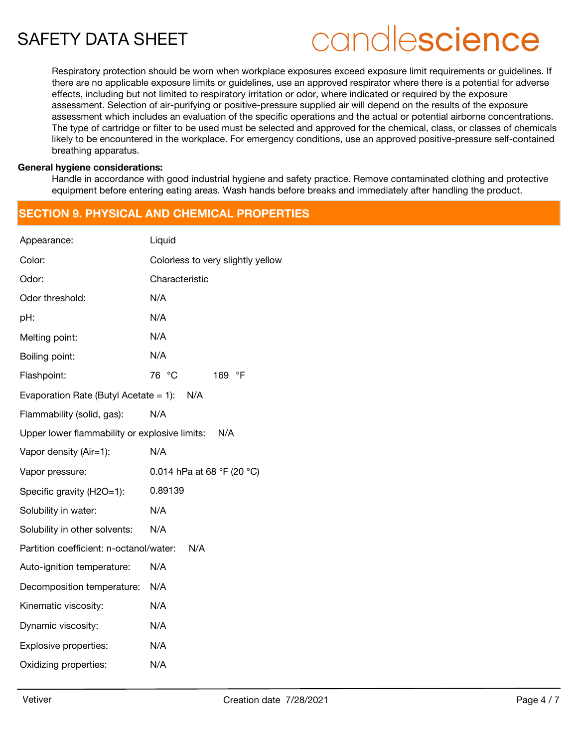Respiratory protection should be worn when workplace exposures exceed exposure limit requirements or guidelines. If there are no applicable exposure limits or guidelines, use an approved respirator where there is a potential for adverse effects, including but not limited to respiratory irritation or odor, where indicated or required by the exposure assessment. Selection of air-purifying or positive-pressure supplied air will depend on the results of the exposure assessment which includes an evaluation of the specific operations and the actual or potential airborne concentrations. The type of cartridge or filter to be used must be selected and approved for the chemical, class, or classes of chemicals likely to be encountered in the workplace. For emergency conditions, use an approved positive-pressure self-contained breathing apparatus.

**General hygiene considerations:**

Handle in accordance with good industrial hygiene and safety practice. Remove contaminated clothing and protective equipment before entering eating areas. Wash hands before breaks and immediately after handling the product.

## SECTION 9. PHYSICAL AND CHEMICAL PROPERTIES

| Property | Value |
|---|---|
| Appearance: | Liquid |
| Color: | Colorless to very slightly yellow |
| Odor: | Characteristic |
| Odor threshold: | N/A |
| pH: | N/A |
| Melting point: | N/A |
| Boiling point: | N/A |
| Flashpoint: | 76 °C 169 °F |
| Evaporation Rate (Butyl Acetate = 1): | N/A |
| Flammability (solid, gas): | N/A |
| Upper lower flammability or explosive limits: | N/A |
| Vapor density (Air=1): | N/A |
| Vapor pressure: | 0.014 hPa at 68 °F (20 °C) |
| Specific gravity (H2O=1): | 0.89139 |
| Solubility in water: | N/A |
| Solubility in other solvents: | N/A |
| Partition coefficient: n-octanol/water: | N/A |
| Auto-ignition temperature: | N/A |
| Decomposition temperature: | N/A |
| Kinematic viscosity: | N/A |
| Dynamic viscosity: | N/A |
| Explosive properties: | N/A |
| Oxidizing properties: | N/A |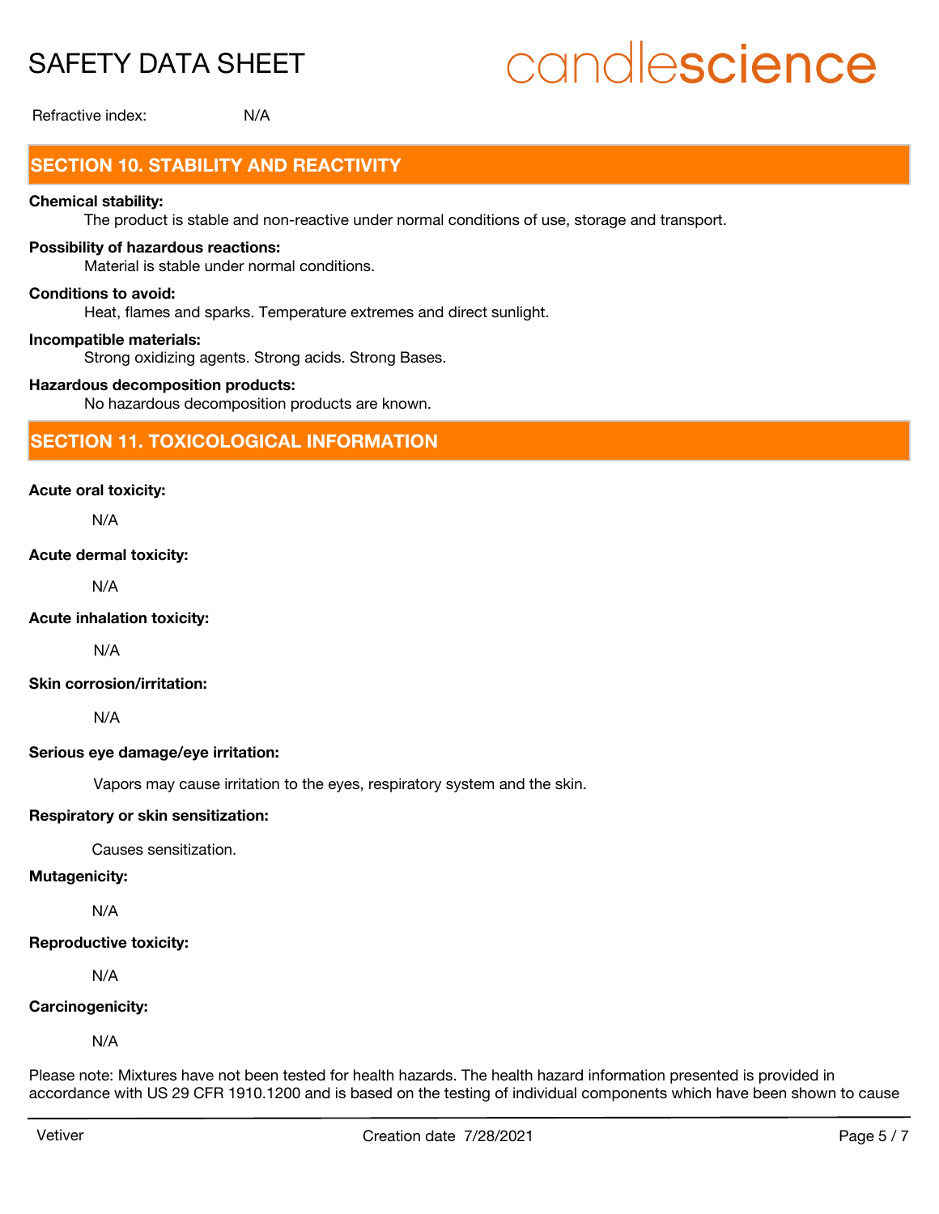Refractive index: N/A

## SECTION 10. STABILITY AND REACTIVITY

**Chemical stability:**
The product is stable and non-reactive under normal conditions of use, storage and transport.

**Possibility of hazardous reactions:**
Material is stable under normal conditions.

**Conditions to avoid:**
Heat, flames and sparks. Temperature extremes and direct sunlight.

**Incompatible materials:**
Strong oxidizing agents. Strong acids. Strong Bases.

**Hazardous decomposition products:**
No hazardous decomposition products are known.

## SECTION 11. TOXICOLOGICAL INFORMATION

**Acute oral toxicity:**

N/A

**Acute dermal toxicity:**

N/A

**Acute inhalation toxicity:**

N/A

**Skin corrosion/irritation:**

N/A

**Serious eye damage/eye irritation:**

Vapors may cause irritation to the eyes, respiratory system and the skin.

**Respiratory or skin sensitization:**

Causes sensitization.

**Mutagenicity:**

N/A

**Reproductive toxicity:**

N/A

**Carcinogenicity:**

N/A

Please note: Mixtures have not been tested for health hazards. The health hazard information presented is provided in accordance with US 29 CFR 1910.1200 and is based on the testing of individual components which have been shown to cause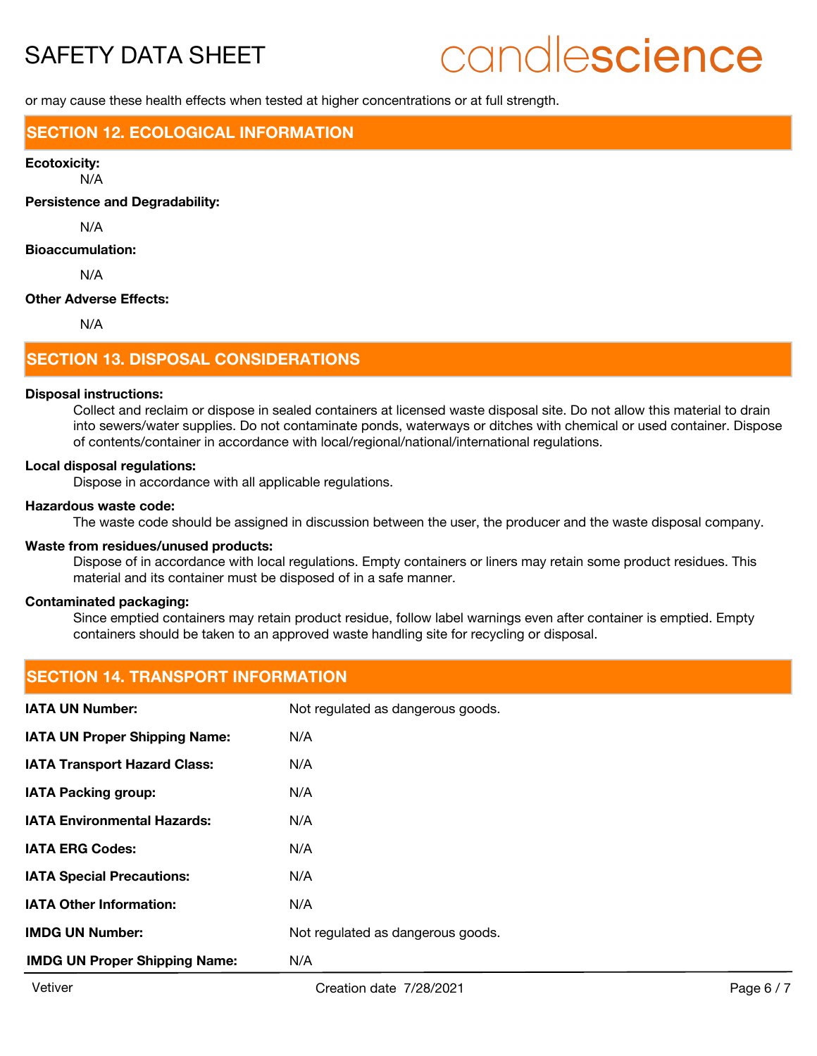or may cause these health effects when tested at higher concentrations or at full strength.

## SECTION 12. ECOLOGICAL INFORMATION

**Ecotoxicity:**

N/A

**Persistence and Degradability:**

N/A

**Bioaccumulation:**

N/A

**Other Adverse Effects:**

N/A

## SECTION 13. DISPOSAL CONSIDERATIONS

**Disposal instructions:**

Collect and reclaim or dispose in sealed containers at licensed waste disposal site. Do not allow this material to drain into sewers/water supplies. Do not contaminate ponds, waterways or ditches with chemical or used container. Dispose of contents/container in accordance with local/regional/national/international regulations.

**Local disposal regulations:**

Dispose in accordance with all applicable regulations.

**Hazardous waste code:**

The waste code should be assigned in discussion between the user, the producer and the waste disposal company.

**Waste from residues/unused products:**

Dispose of in accordance with local regulations. Empty containers or liners may retain some product residues. This material and its container must be disposed of in a safe manner.

**Contaminated packaging:**

Since emptied containers may retain product residue, follow label warnings even after container is emptied. Empty containers should be taken to an approved waste handling site for recycling or disposal.

## SECTION 14. TRANSPORT INFORMATION

| | |
|---|---|
| **IATA UN Number:** | Not regulated as dangerous goods. |
| **IATA UN Proper Shipping Name:** | N/A |
| **IATA Transport Hazard Class:** | N/A |
| **IATA Packing group:** | N/A |
| **IATA Environmental Hazards:** | N/A |
| **IATA ERG Codes:** | N/A |
| **IATA Special Precautions:** | N/A |
| **IATA Other Information:** | N/A |
| **IMDG UN Number:** | Not regulated as dangerous goods. |
| **IMDG UN Proper Shipping Name:** | N/A |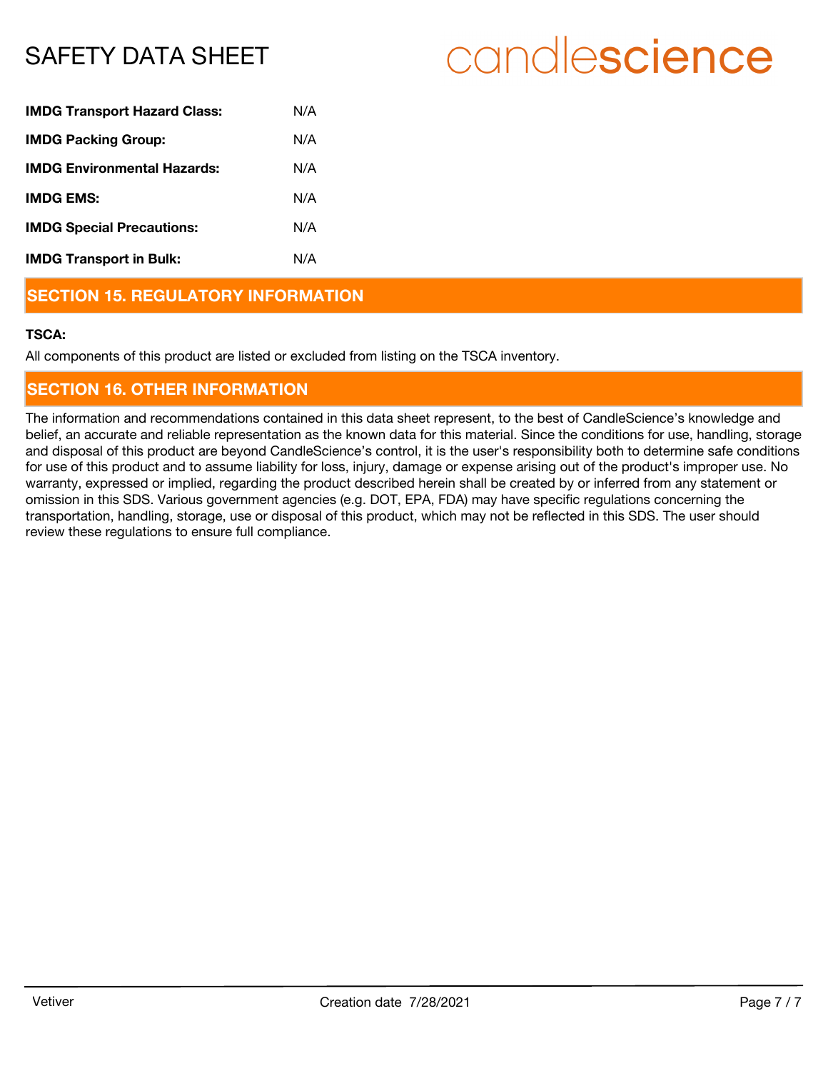| | |
|---|---|
| **IMDG Transport Hazard Class:** | N/A |
| **IMDG Packing Group:** | N/A |
| **IMDG Environmental Hazards:** | N/A |
| **IMDG EMS:** | N/A |
| **IMDG Special Precautions:** | N/A |
| **IMDG Transport in Bulk:** | N/A |

## SECTION 15. REGULATORY INFORMATION

**TSCA:**

All components of this product are listed or excluded from listing on the TSCA inventory.

## SECTION 16. OTHER INFORMATION

The information and recommendations contained in this data sheet represent, to the best of CandleScience's knowledge and belief, an accurate and reliable representation as the known data for this material. Since the conditions for use, handling, storage and disposal of this product are beyond CandleScience's control, it is the user's responsibility both to determine safe conditions for use of this product and to assume liability for loss, injury, damage or expense arising out of the product's improper use. No warranty, expressed or implied, regarding the product described herein shall be created by or inferred from any statement or omission in this SDS. Various government agencies (e.g. DOT, EPA, FDA) may have specific regulations concerning the transportation, handling, storage, use or disposal of this product, which may not be reflected in this SDS. The user should review these regulations to ensure full compliance.